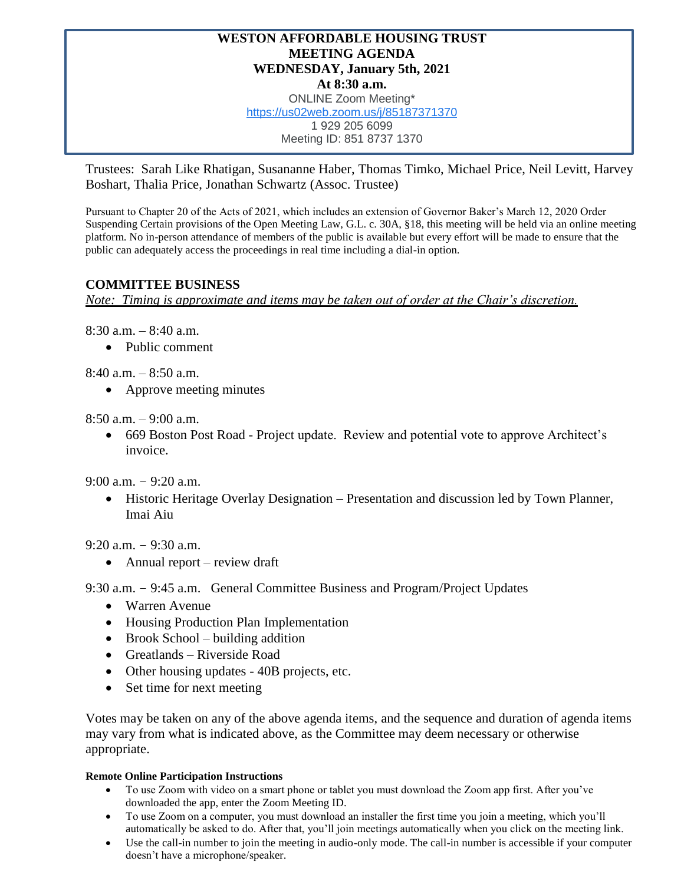# WESTON AFFORDABLE HOUSING TRUST
# MEETING AGENDA
## WEDNESDAY, January 5th, 2021
## At 8:30 a.m.

ONLINE Zoom Meeting*
https://us02web.zoom.us/j/85187371370
1 929 205 6099
Meeting ID: 851 8737 1370

Trustees: Sarah Like Rhatigan, Susananne Haber, Thomas Timko, Michael Price, Neil Levitt, Harvey Boshart, Thalia Price, Jonathan Schwartz (Assoc. Trustee)

Pursuant to Chapter 20 of the Acts of 2021, which includes an extension of Governor Baker's March 12, 2020 Order Suspending Certain provisions of the Open Meeting Law, G.L. c. 30A, §18, this meeting will be held via an online meeting platform. No in-person attendance of members of the public is available but every effort will be made to ensure that the public can adequately access the proceedings in real time including a dial-in option.

## COMMITTEE BUSINESS

*Note: Timing is approximate and items may be taken out of order at the Chair's discretion.*

8:30 a.m. – 8:40 a.m.

- Public comment

8:40 a.m. – 8:50 a.m.

- Approve meeting minutes

8:50 a.m. – 9:00 a.m.

- 669 Boston Post Road - Project update. Review and potential vote to approve Architect's invoice.

9:00 a.m. − 9:20 a.m.

- Historic Heritage Overlay Designation – Presentation and discussion led by Town Planner, Imai Aiu

9:20 a.m. − 9:30 a.m.

- Annual report – review draft

9:30 a.m. − 9:45 a.m. General Committee Business and Program/Project Updates

- Warren Avenue
- Housing Production Plan Implementation
- Brook School – building addition
- Greatlands – Riverside Road
- Other housing updates - 40B projects, etc.
- Set time for next meeting

Votes may be taken on any of the above agenda items, and the sequence and duration of agenda items may vary from what is indicated above, as the Committee may deem necessary or otherwise appropriate.

**Remote Online Participation Instructions**

- To use Zoom with video on a smart phone or tablet you must download the Zoom app first. After you've downloaded the app, enter the Zoom Meeting ID.
- To use Zoom on a computer, you must download an installer the first time you join a meeting, which you'll automatically be asked to do. After that, you'll join meetings automatically when you click on the meeting link.
- Use the call-in number to join the meeting in audio-only mode. The call-in number is accessible if your computer doesn't have a microphone/speaker.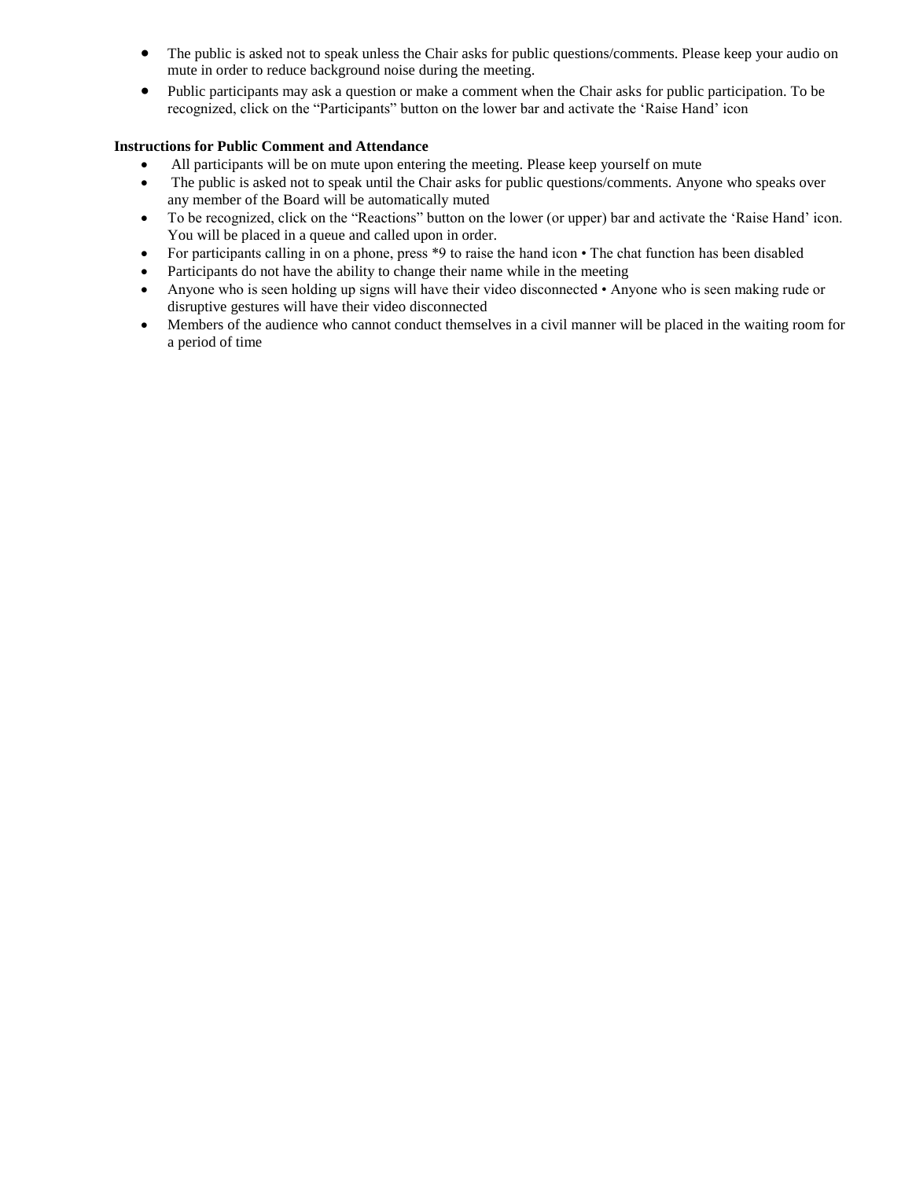- The public is asked not to speak unless the Chair asks for public questions/comments. Please keep your audio on mute in order to reduce background noise during the meeting.
- Public participants may ask a question or make a comment when the Chair asks for public participation. To be recognized, click on the "Participants" button on the lower bar and activate the 'Raise Hand' icon

**Instructions for Public Comment and Attendance**

- All participants will be on mute upon entering the meeting. Please keep yourself on mute
- The public is asked not to speak until the Chair asks for public questions/comments. Anyone who speaks over any member of the Board will be automatically muted
- To be recognized, click on the "Reactions" button on the lower (or upper) bar and activate the 'Raise Hand' icon. You will be placed in a queue and called upon in order.
- For participants calling in on a phone, press *9 to raise the hand icon • The chat function has been disabled
- Participants do not have the ability to change their name while in the meeting
- Anyone who is seen holding up signs will have their video disconnected • Anyone who is seen making rude or disruptive gestures will have their video disconnected
- Members of the audience who cannot conduct themselves in a civil manner will be placed in the waiting room for a period of time